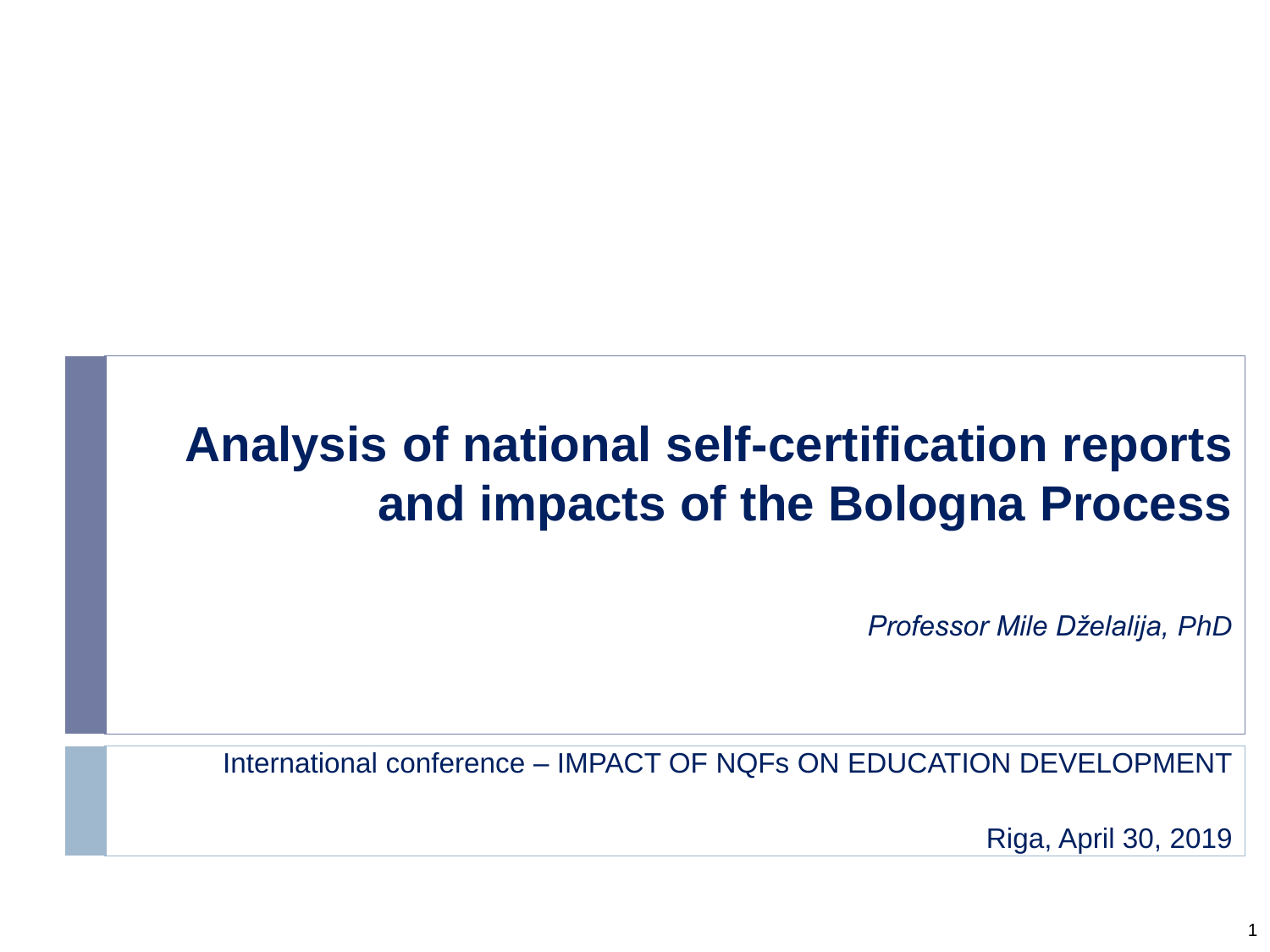# Analysis of national self-certification reports and impacts of the Bologna Process

*Professor Mile Dželalija, PhD*

International conference – IMPACT OF NQFs ON EDUCATION DEVELOPMENT

Riga, April 30, 2019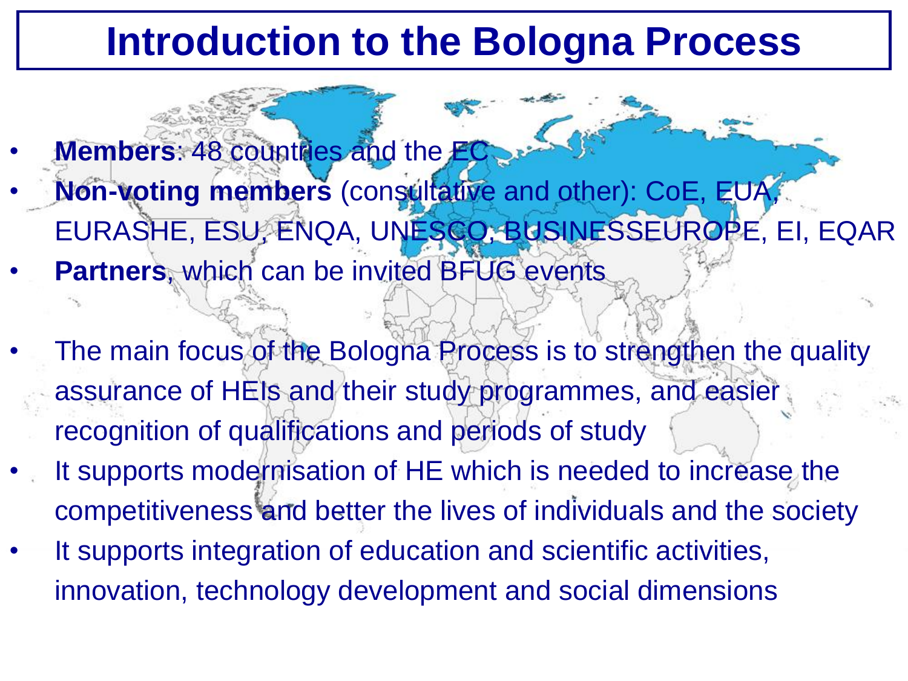# Introduction to the Bologna Process

- **Members**: 48 countries and the EC
- **Non-voting members** (consultative and other): CoE, EUA, EURASHE, ESU, ENQA, UNESCO, BUSINESSEUROPE, EI, EQAR
- **Partners**, which can be invited BFUG events

- The main focus of the Bologna Process is to strengthen the quality assurance of HEIs and their study programmes, and easier recognition of qualifications and periods of study
- It supports modernisation of HE which is needed to increase the competitiveness and better the lives of individuals and the society
- It supports integration of education and scientific activities, innovation, technology development and social dimensions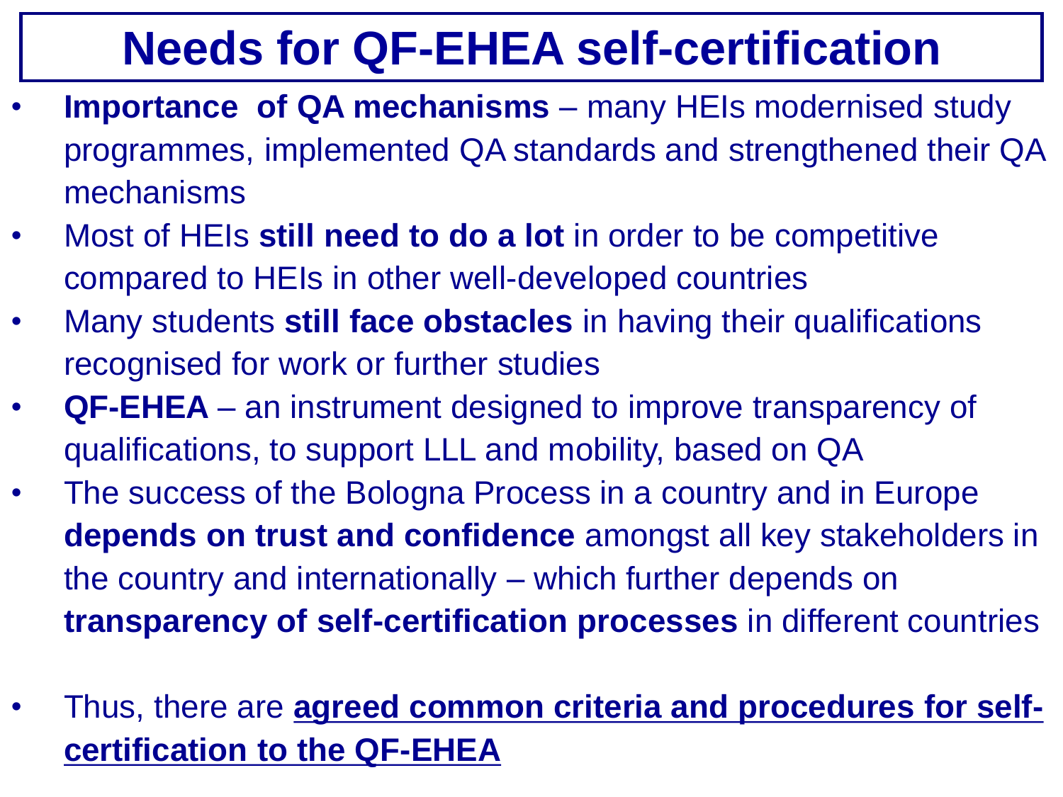# Needs for QF-EHEA self-certification

- **Importance of QA mechanisms** – many HEIs modernised study programmes, implemented QA standards and strengthened their QA mechanisms
- Most of HEIs **still need to do a lot** in order to be competitive compared to HEIs in other well-developed countries
- Many students **still face obstacles** in having their qualifications recognised for work or further studies
- **QF-EHEA** – an instrument designed to improve transparency of qualifications, to support LLL and mobility, based on QA
- The success of the Bologna Process in a country and in Europe **depends on trust and confidence** amongst all key stakeholders in the country and internationally – which further depends on **transparency of self-certification processes** in different countries

- Thus, there are **<u>agreed common criteria and procedures for self-certification to the QF-EHEA</u>**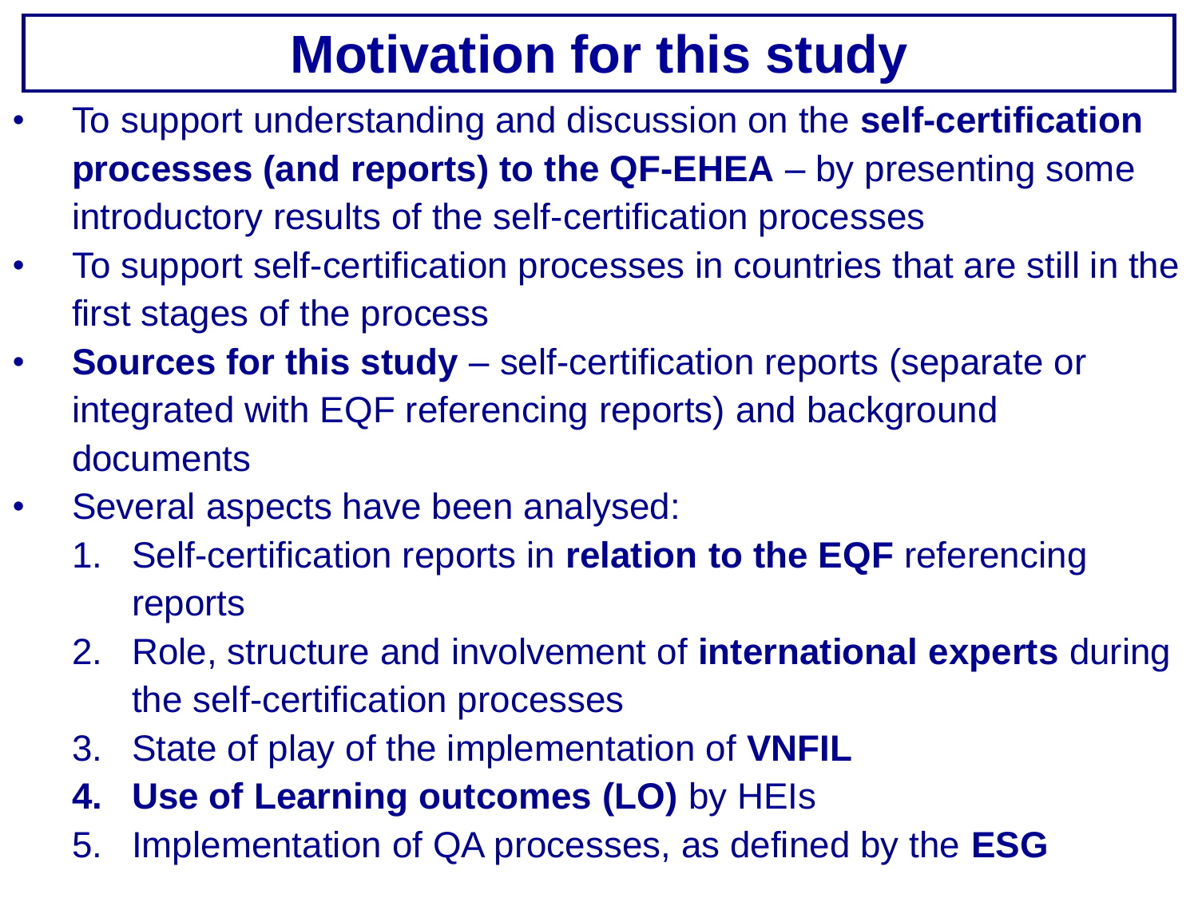# Motivation for this study

- To support understanding and discussion on the **self-certification processes (and reports) to the QF-EHEA** – by presenting some introductory results of the self-certification processes
- To support self-certification processes in countries that are still in the first stages of the process
- **Sources for this study** – self-certification reports (separate or integrated with EQF referencing reports) and background documents
- Several aspects have been analysed:
  1. Self-certification reports in **relation to the EQF** referencing reports
  2. Role, structure and involvement of **international experts** during the self-certification processes
  3. State of play of the implementation of **VNFIL**
  4. **Use of Learning outcomes (LO)** by HEIs
  5. Implementation of QA processes, as defined by the **ESG**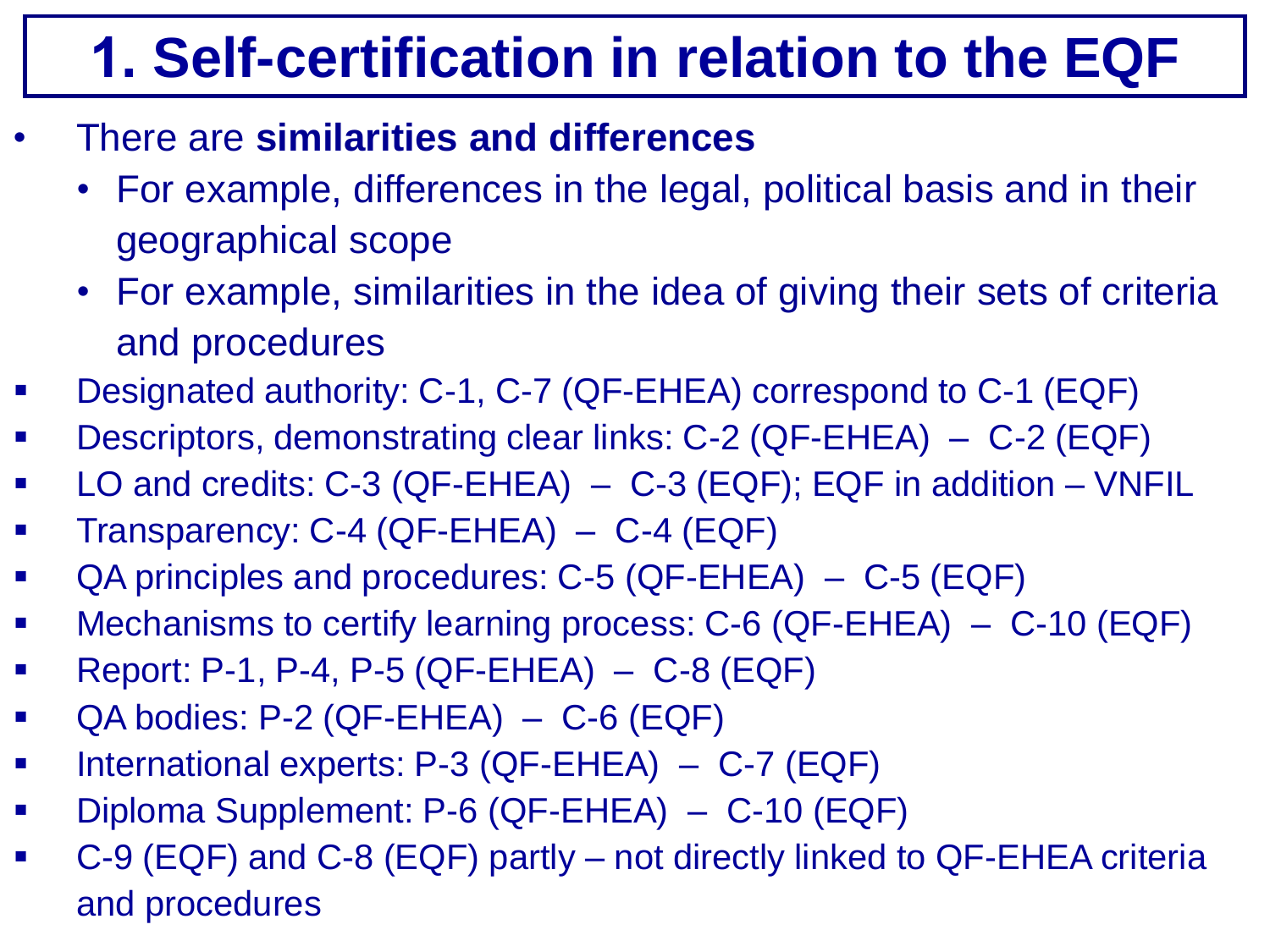# 1. Self-certification in relation to the EQF

- There are **similarities and differences**
  - For example, differences in the legal, political basis and in their geographical scope
  - For example, similarities in the idea of giving their sets of criteria and procedures
- Designated authority: C-1, C-7 (QF-EHEA) correspond to C-1 (EQF)
- Descriptors, demonstrating clear links: C-2 (QF-EHEA) – C-2 (EQF)
- LO and credits: C-3 (QF-EHEA) – C-3 (EQF); EQF in addition – VNFIL
- Transparency: C-4 (QF-EHEA) – C-4 (EQF)
- QA principles and procedures: C-5 (QF-EHEA) – C-5 (EQF)
- Mechanisms to certify learning process: C-6 (QF-EHEA) – C-10 (EQF)
- Report: P-1, P-4, P-5 (QF-EHEA) – C-8 (EQF)
- QA bodies: P-2 (QF-EHEA) – C-6 (EQF)
- International experts: P-3 (QF-EHEA) – C-7 (EQF)
- Diploma Supplement: P-6 (QF-EHEA) – C-10 (EQF)
- C-9 (EQF) and C-8 (EQF) partly – not directly linked to QF-EHEA criteria and procedures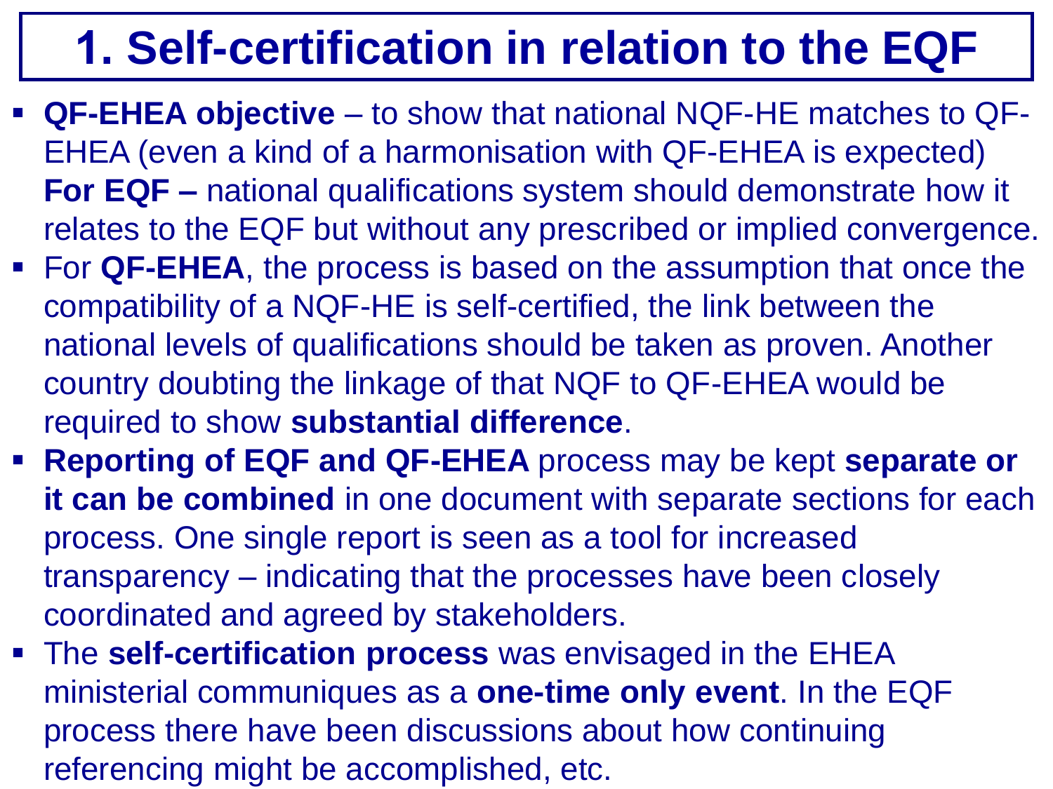# 1. Self-certification in relation to the EQF

- **QF-EHEA objective** – to show that national NQF-HE matches to QF-EHEA (even a kind of a harmonisation with QF-EHEA is expected) **For EQF –** national qualifications system should demonstrate how it relates to the EQF but without any prescribed or implied convergence.
- For **QF-EHEA**, the process is based on the assumption that once the compatibility of a NQF-HE is self-certified, the link between the national levels of qualifications should be taken as proven. Another country doubting the linkage of that NQF to QF-EHEA would be required to show **substantial difference**.
- **Reporting of EQF and QF-EHEA** process may be kept **separate or it can be combined** in one document with separate sections for each process. One single report is seen as a tool for increased transparency – indicating that the processes have been closely coordinated and agreed by stakeholders.
- The **self-certification process** was envisaged in the EHEA ministerial communiques as a **one-time only event**. In the EQF process there have been discussions about how continuing referencing might be accomplished, etc.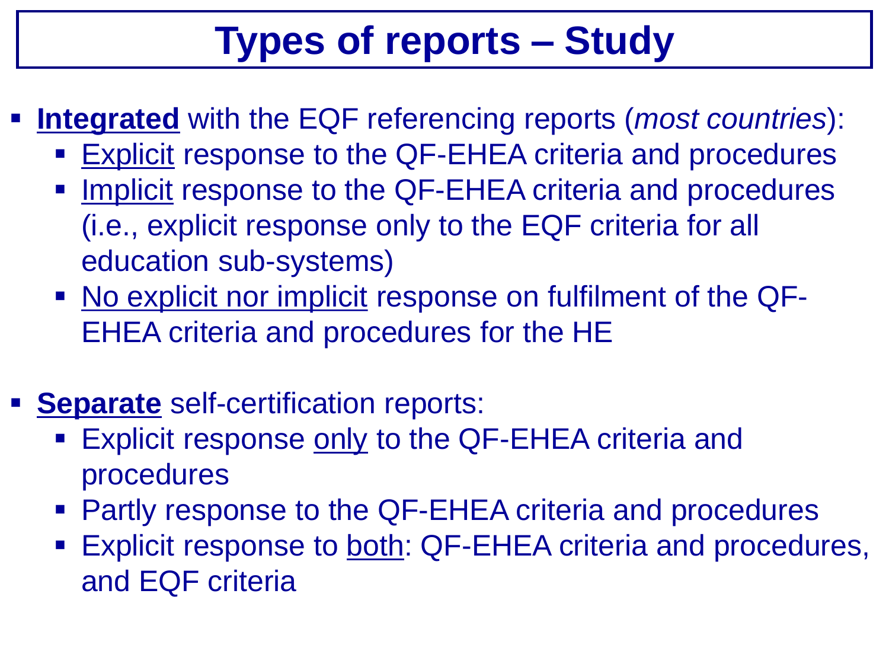# Types of reports – Study

- **Integrated** with the EQF referencing reports (*most countries*):
  - Explicit response to the QF-EHEA criteria and procedures
  - Implicit response to the QF-EHEA criteria and procedures (i.e., explicit response only to the EQF criteria for all education sub-systems)
  - No explicit nor implicit response on fulfilment of the QF-EHEA criteria and procedures for the HE

- **Separate** self-certification reports:
  - Explicit response only to the QF-EHEA criteria and procedures
  - Partly response to the QF-EHEA criteria and procedures
  - Explicit response to both: QF-EHEA criteria and procedures, and EQF criteria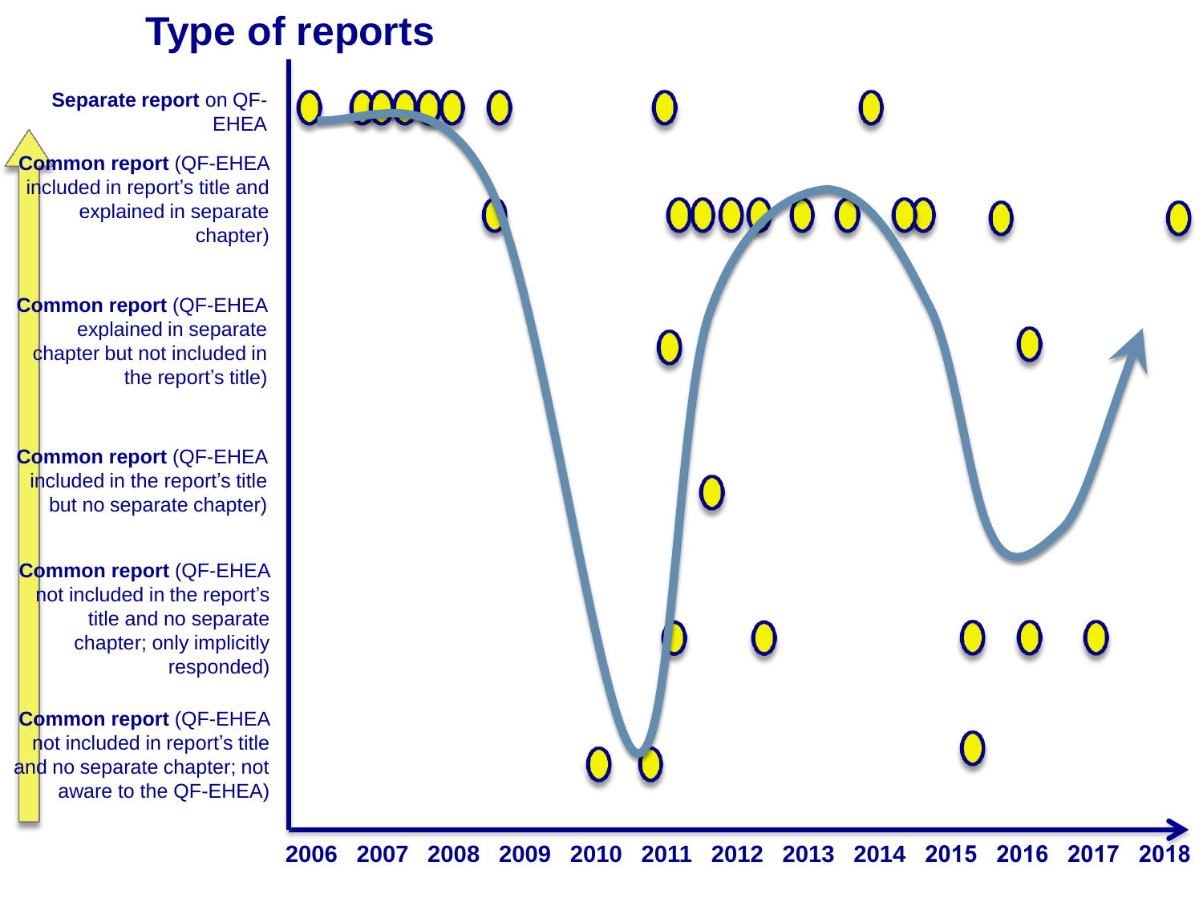# Type of reports

**Separate report** on QF-EHEA

**Common report** (QF-EHEA included in report's title and explained in separate chapter)

**Common report** (QF-EHEA explained in separate chapter but not included in the report's title)

**Common report** (QF-EHEA included in the report's title but no separate chapter)

**Common report** (QF-EHEA not included in the report's title and no separate chapter; only implicitly responded)

**Common report** (QF-EHEA not included in report's title and no separate chapter; not aware to the QF-EHEA)

2006 2007 2008 2009 2010 2011 2012 2013 2014 2015 2016 2017 2018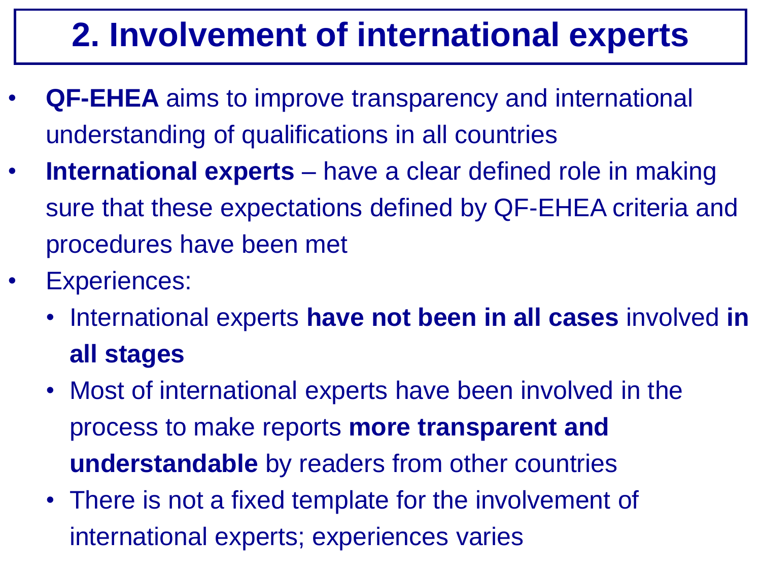# 2. Involvement of international experts

- **QF-EHEA** aims to improve transparency and international understanding of qualifications in all countries
- **International experts** – have a clear defined role in making sure that these expectations defined by QF-EHEA criteria and procedures have been met
- Experiences:
  - International experts **have not been in all cases** involved **in all stages**
  - Most of international experts have been involved in the process to make reports **more transparent and understandable** by readers from other countries
  - There is not a fixed template for the involvement of international experts; experiences varies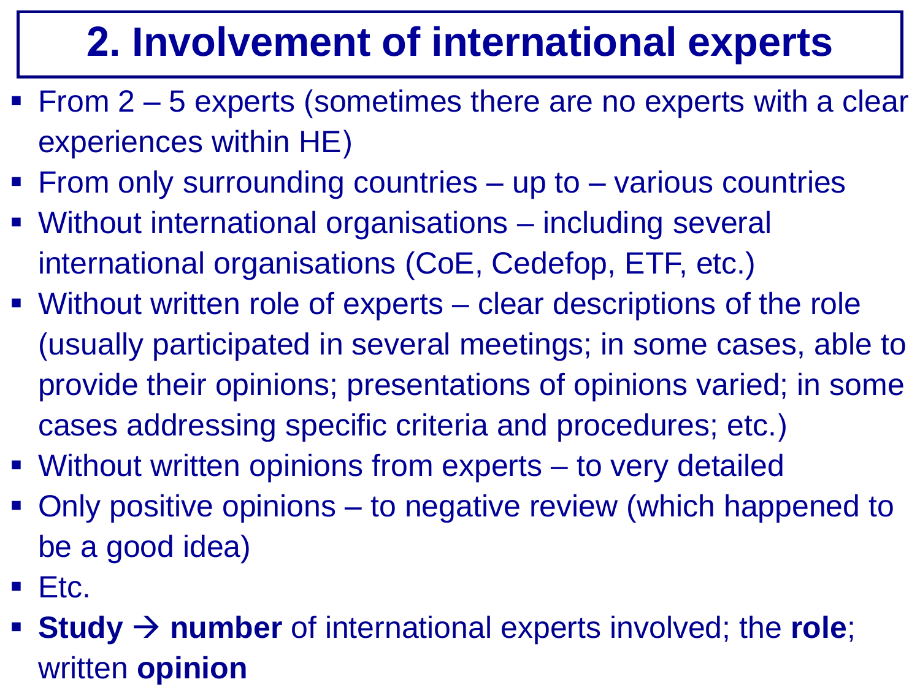# 2. Involvement of international experts

- From 2 – 5 experts (sometimes there are no experts with a clear experiences within HE)
- From only surrounding countries – up to – various countries
- Without international organisations – including several international organisations (CoE, Cedefop, ETF, etc.)
- Without written role of experts – clear descriptions of the role (usually participated in several meetings; in some cases, able to provide their opinions; presentations of opinions varied; in some cases addressing specific criteria and procedures; etc.)
- Without written opinions from experts – to very detailed
- Only positive opinions – to negative review (which happened to be a good idea)
- Etc.
- **Study → number** of international experts involved; the **role**; written **opinion**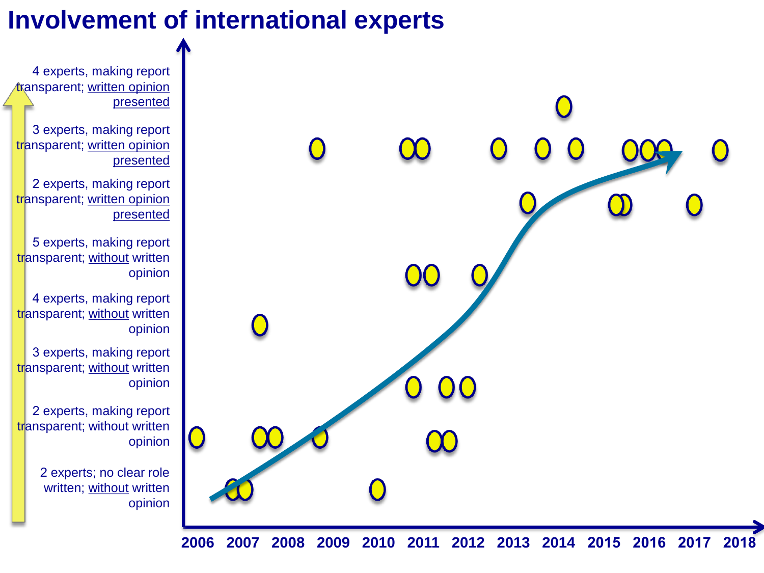# Involvement of international experts

4 experts, making report transparent; written opinion presented

3 experts, making report transparent; written opinion presented

2 experts, making report transparent; written opinion presented

5 experts, making report transparent; without written opinion

4 experts, making report transparent; without written opinion

3 experts, making report transparent; without written opinion

2 experts, making report transparent; without written opinion

2 experts; no clear role written; without written opinion

2006 2007 2008 2009 2010 2011 2012 2013 2014 2015 2016 2017 2018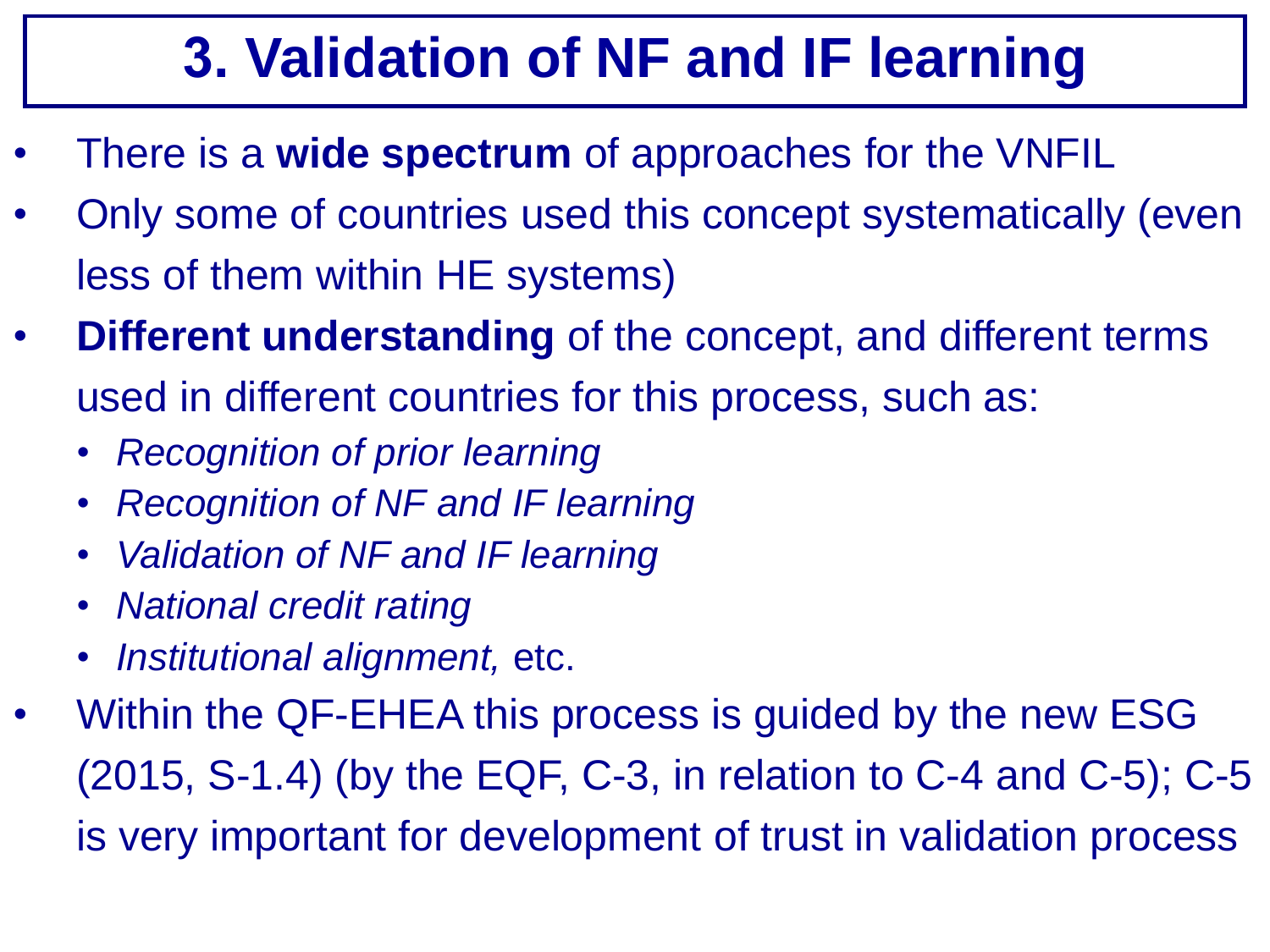# 3. Validation of NF and IF learning

- There is a **wide spectrum** of approaches for the VNFIL
- Only some of countries used this concept systematically (even less of them within HE systems)
- **Different understanding** of the concept, and different terms used in different countries for this process, such as:
  - *Recognition of prior learning*
  - *Recognition of NF and IF learning*
  - *Validation of NF and IF learning*
  - *National credit rating*
  - *Institutional alignment,* etc.
- Within the QF-EHEA this process is guided by the new ESG (2015, S-1.4) (by the EQF, C-3, in relation to C-4 and C-5); C-5 is very important for development of trust in validation process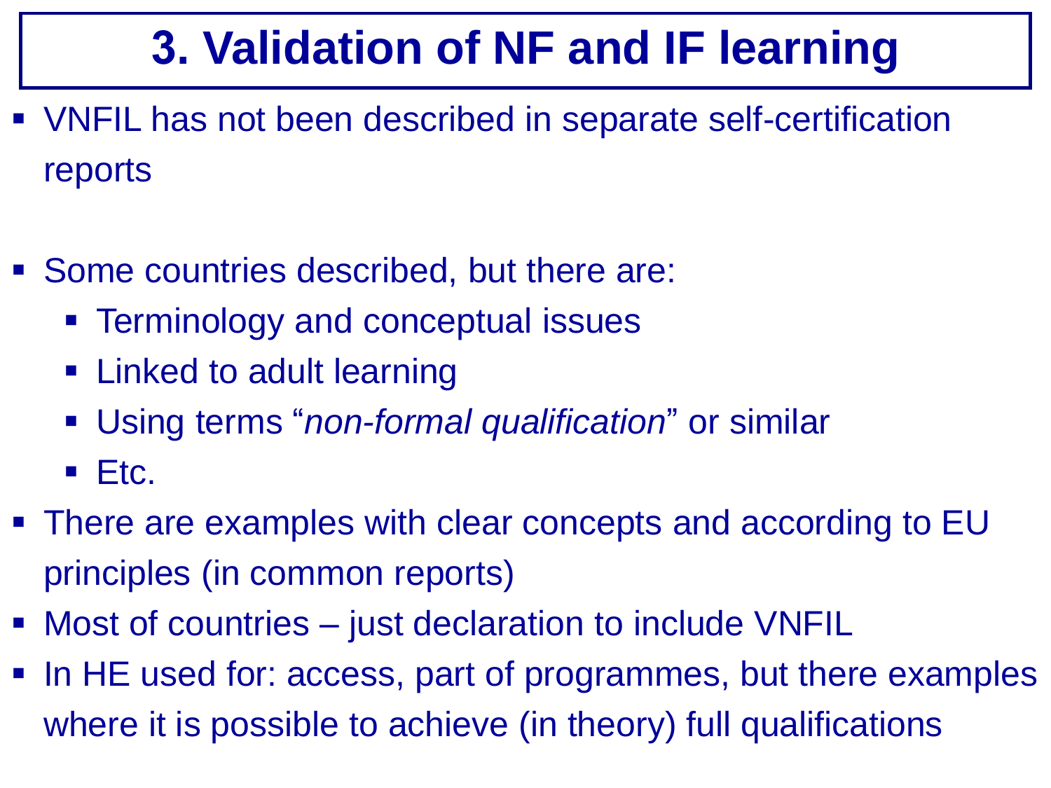# 3. Validation of NF and IF learning

- VNFIL has not been described in separate self-certification reports
- Some countries described, but there are:
  - Terminology and conceptual issues
  - Linked to adult learning
  - Using terms "*non-formal qualification*" or similar
  - Etc.
- There are examples with clear concepts and according to EU principles (in common reports)
- Most of countries – just declaration to include VNFIL
- In HE used for: access, part of programmes, but there examples where it is possible to achieve (in theory) full qualifications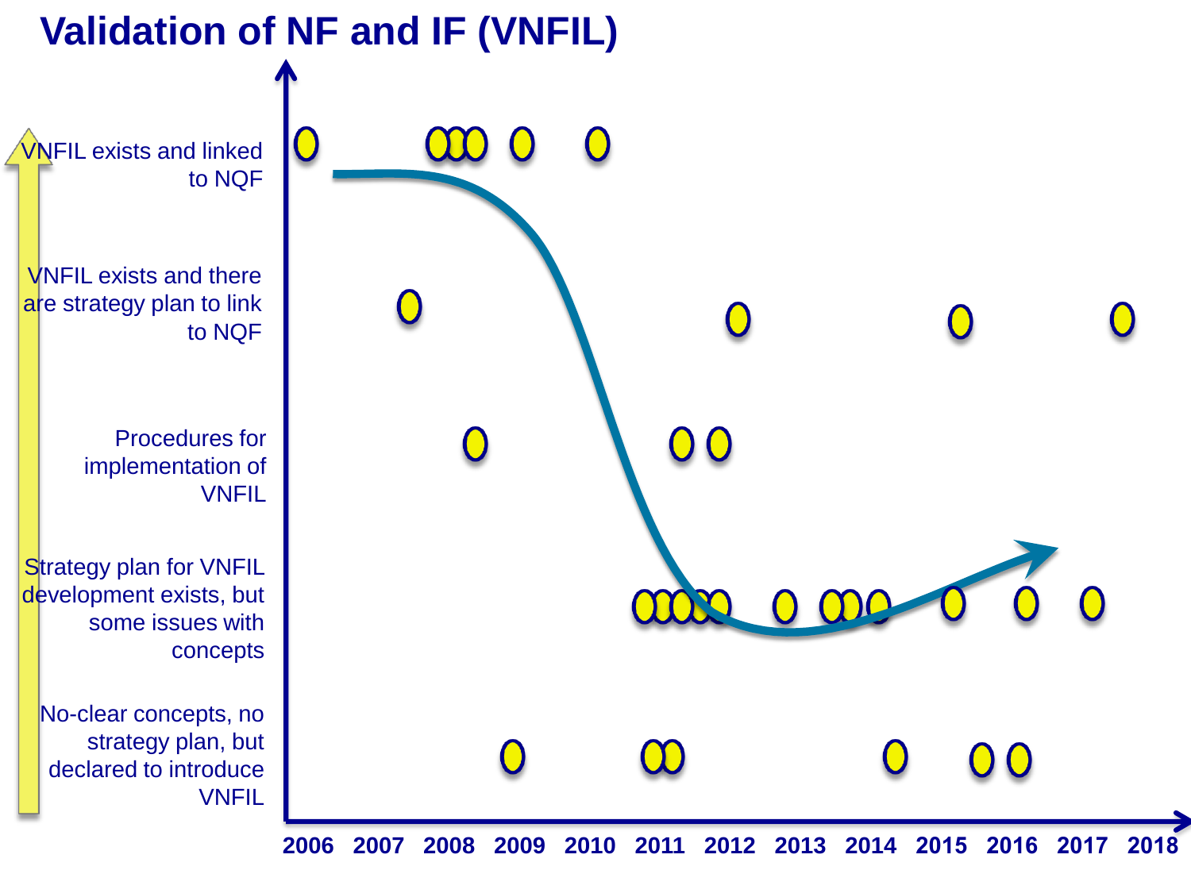# Validation of NF and IF (VNFIL)

VNFIL exists and linked to NQF

VNFIL exists and there are strategy plan to link to NQF

Procedures for implementation of VNFIL

Strategy plan for VNFIL development exists, but some issues with concepts

No-clear concepts, no strategy plan, but declared to introduce VNFIL

2006 2007 2008 2009 2010 2011 2012 2013 2014 2015 2016 2017 2018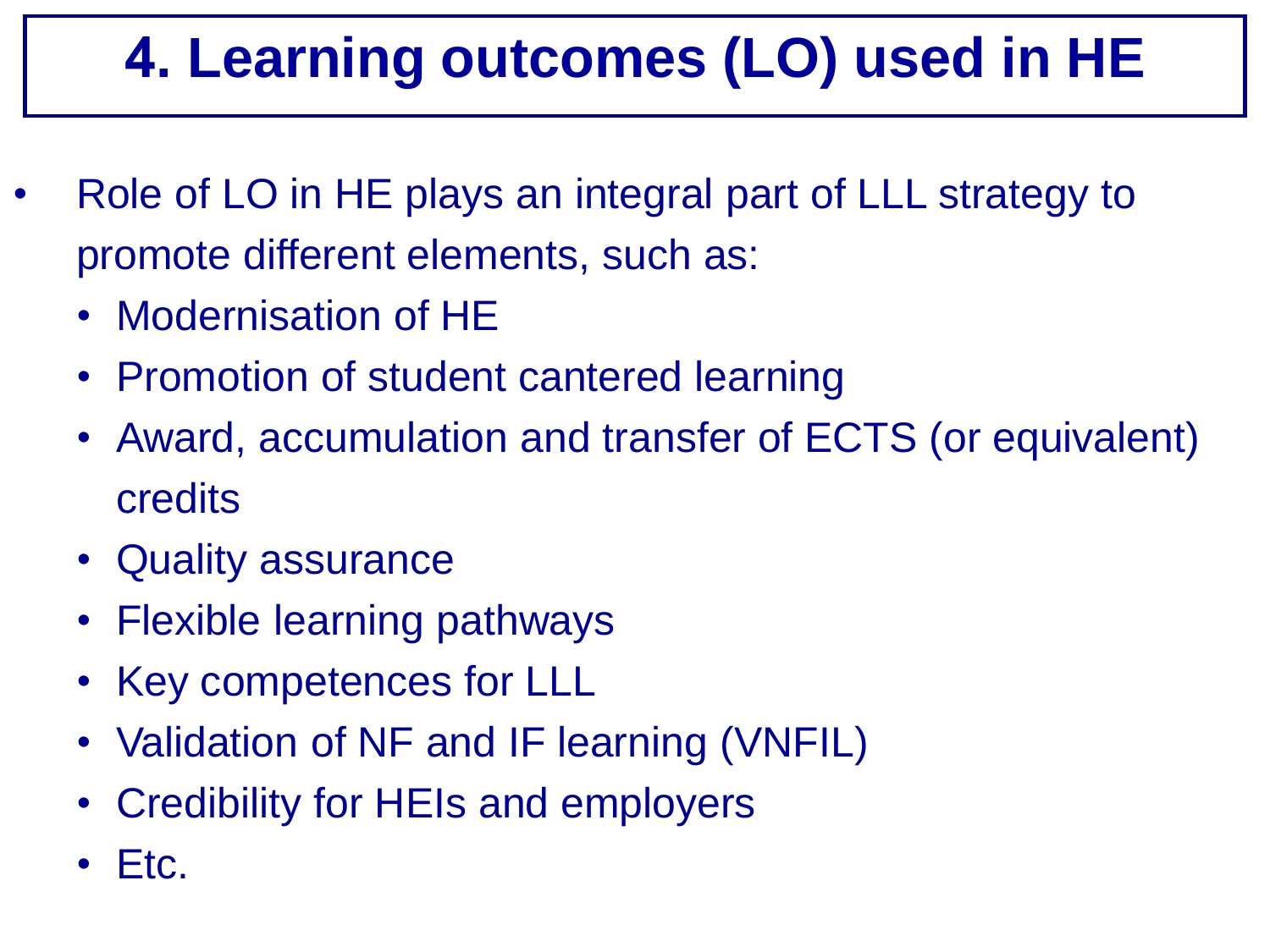# 4. Learning outcomes (LO) used in HE

- Role of LO in HE plays an integral part of LLL strategy to promote different elements, such as:
  - Modernisation of HE
  - Promotion of student cantered learning
  - Award, accumulation and transfer of ECTS (or equivalent) credits
  - Quality assurance
  - Flexible learning pathways
  - Key competences for LLL
  - Validation of NF and IF learning (VNFIL)
  - Credibility for HEIs and employers
  - Etc.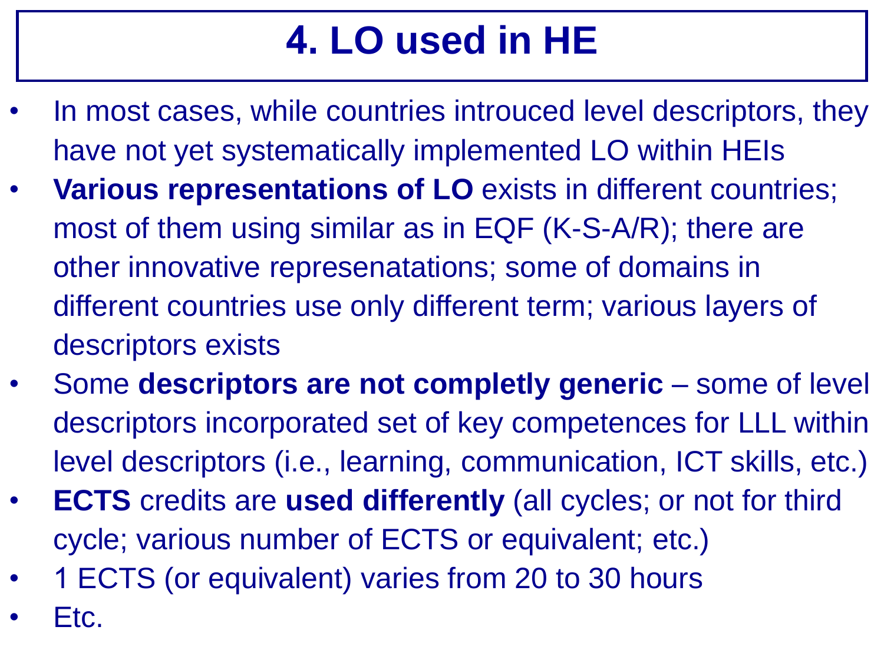# 4. LO used in HE

- In most cases, while countries introuced level descriptors, they have not yet systematically implemented LO within HEIs
- **Various representations of LO** exists in different countries; most of them using similar as in EQF (K-S-A/R); there are other innovative represenatations; some of domains in different countries use only different term; various layers of descriptors exists
- Some **descriptors are not completly generic** – some of level descriptors incorporated set of key competences for LLL within level descriptors (i.e., learning, communication, ICT skills, etc.)
- **ECTS** credits are **used differently** (all cycles; or not for third cycle; various number of ECTS or equivalent; etc.)
- 1 ECTS (or equivalent) varies from 20 to 30 hours
- Etc.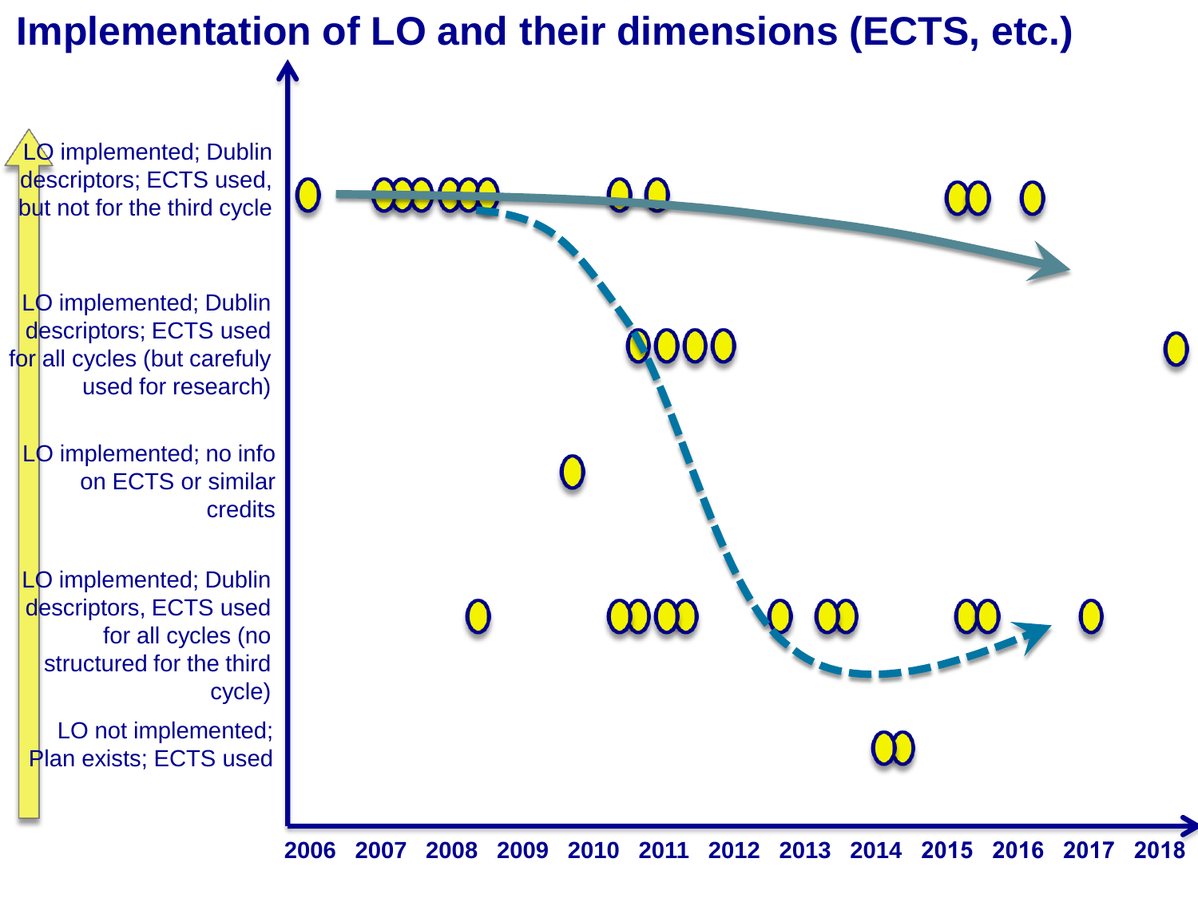# Implementation of LO and their dimensions (ECTS, etc.)

LO implemented; Dublin descriptors; ECTS used, but not for the third cycle

LO implemented; Dublin descriptors; ECTS used for all cycles (but carefuly used for research)

LO implemented; no info on ECTS or similar credits

LO implemented; Dublin descriptors, ECTS used for all cycles (no structured for the third cycle)

LO not implemented; Plan exists; ECTS used

2006 2007 2008 2009 2010 2011 2012 2013 2014 2015 2016 2017 2018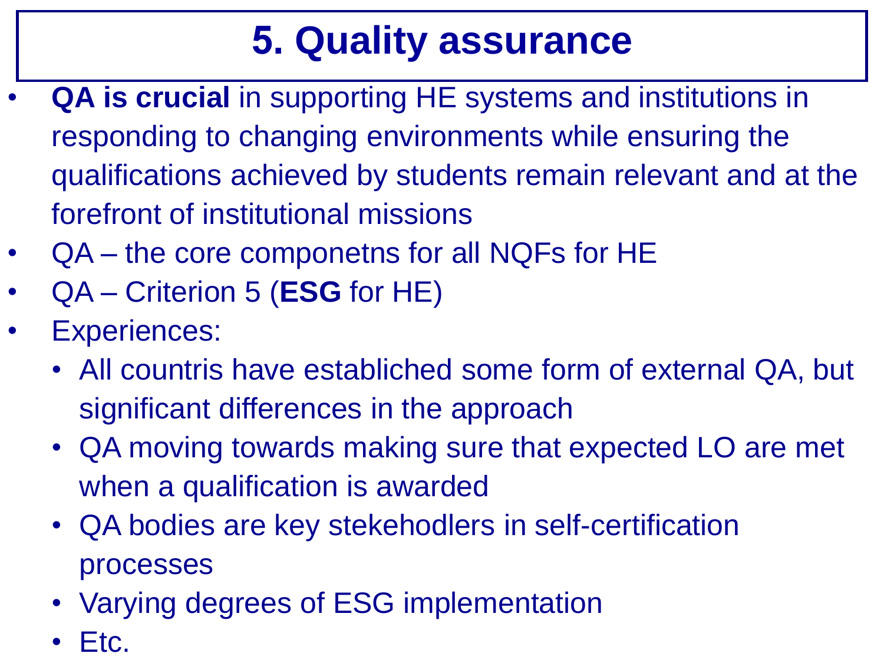# 5. Quality assurance

- **QA is crucial** in supporting HE systems and institutions in responding to changing environments while ensuring the qualifications achieved by students remain relevant and at the forefront of institutional missions
- QA – the core componetns for all NQFs for HE
- QA – Criterion 5 (**ESG** for HE)
- Experiences:
  - All countris have establiched some form of external QA, but significant differences in the approach
  - QA moving towards making sure that expected LO are met when a qualification is awarded
  - QA bodies are key stekehodlers in self-certification processes
  - Varying degrees of ESG implementation
  - Etc.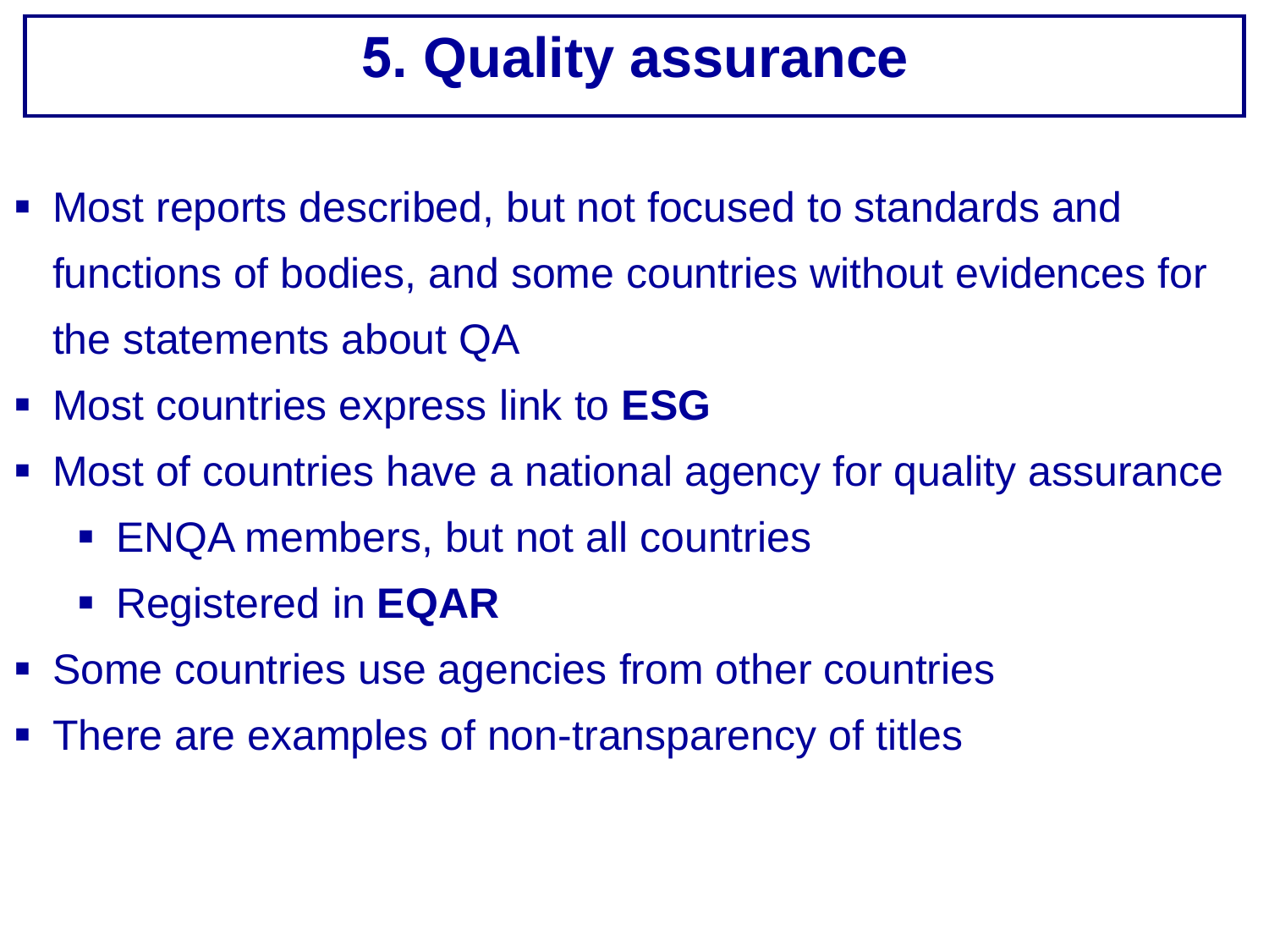# 5. Quality assurance

- Most reports described, but not focused to standards and functions of bodies, and some countries without evidences for the statements about QA
- Most countries express link to **ESG**
- Most of countries have a national agency for quality assurance
  - ENQA members, but not all countries
  - Registered in **EQAR**
- Some countries use agencies from other countries
- There are examples of non-transparency of titles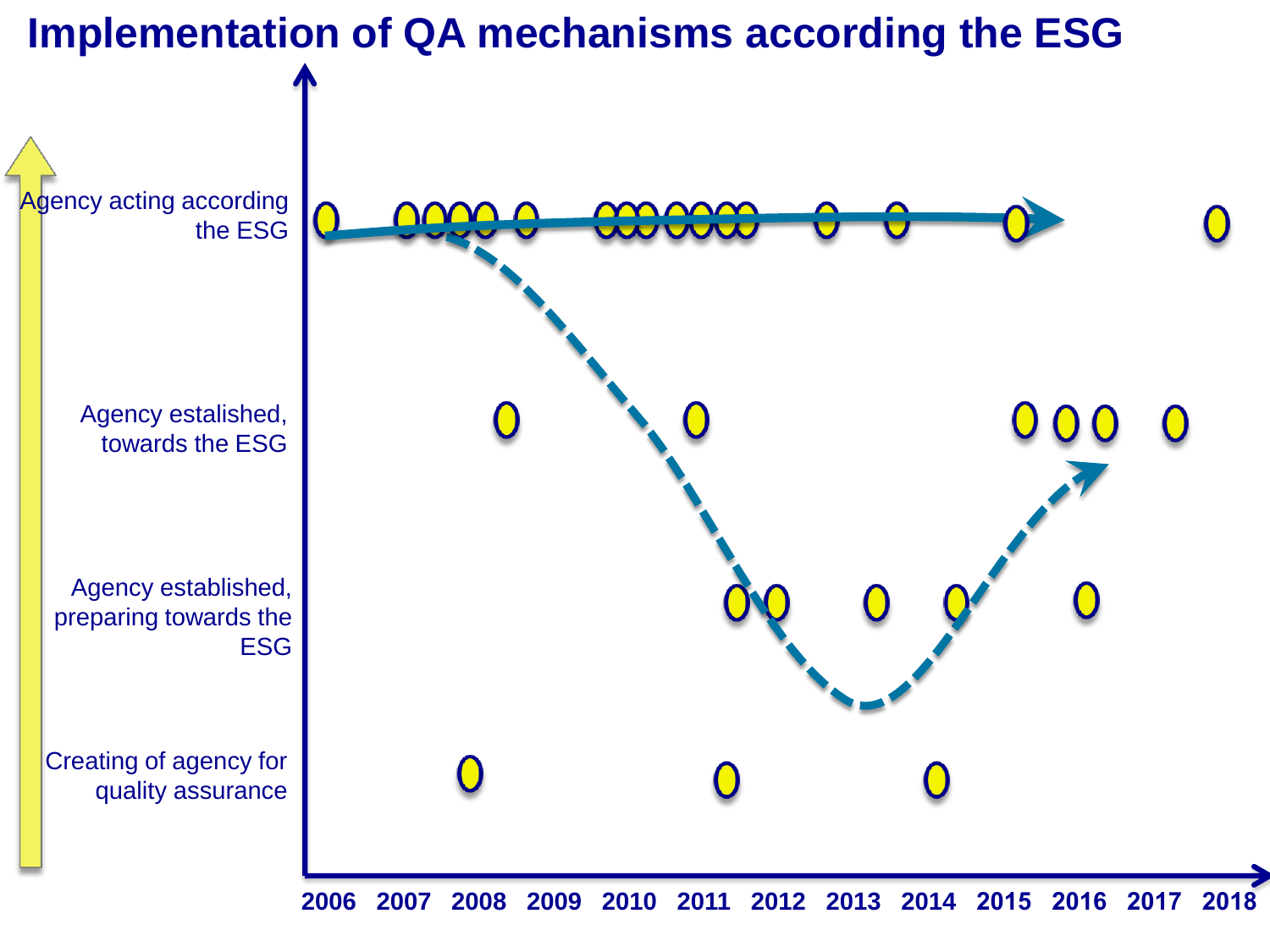# Implementation of QA mechanisms according the ESG

Agency acting according the ESG

Agency estalished, towards the ESG

Agency established, preparing towards the ESG

Creating of agency for quality assurance

2006 2007 2008 2009 2010 2011 2012 2013 2014 2015 2016 2017 2018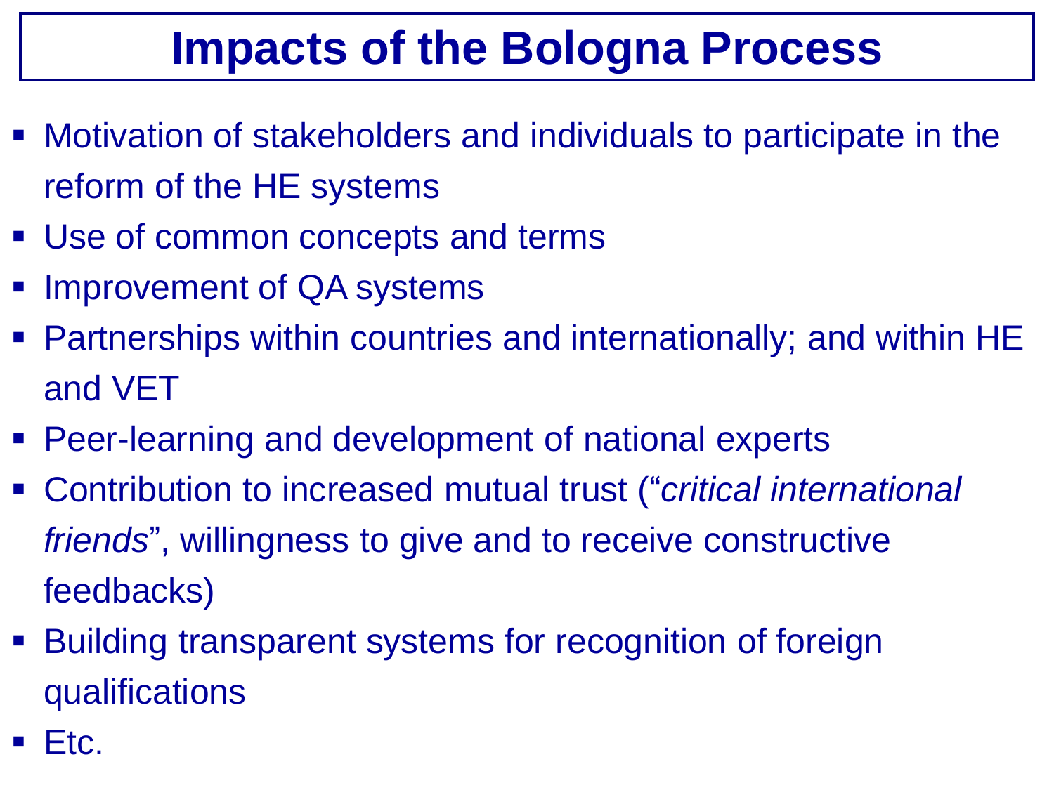# Impacts of the Bologna Process

- Motivation of stakeholders and individuals to participate in the reform of the HE systems
- Use of common concepts and terms
- Improvement of QA systems
- Partnerships within countries and internationally; and within HE and VET
- Peer-learning and development of national experts
- Contribution to increased mutual trust ("*critical international friends*", willingness to give and to receive constructive feedbacks)
- Building transparent systems for recognition of foreign qualifications
- Etc.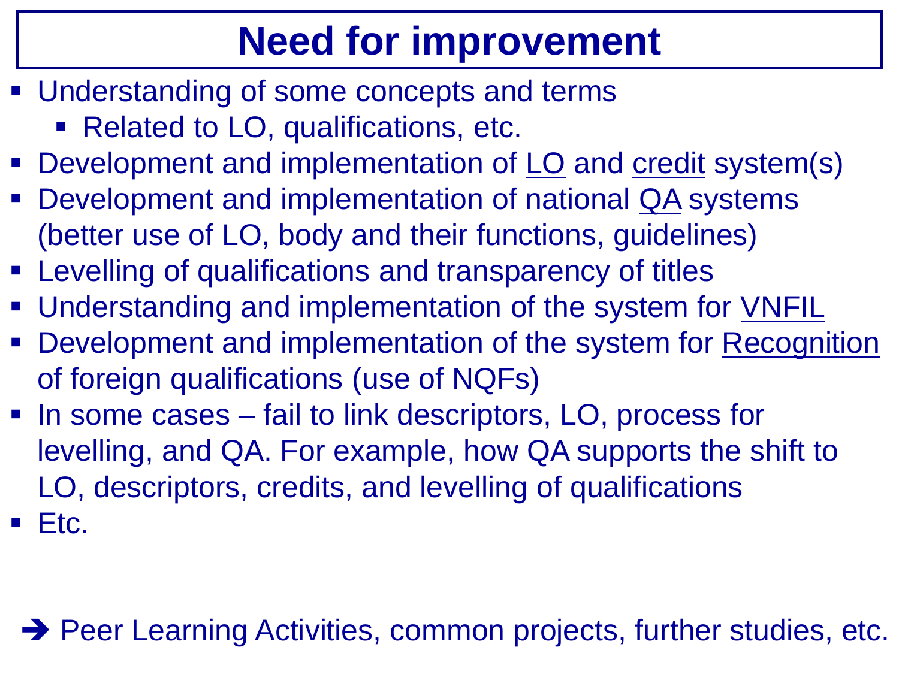# Need for improvement

- Understanding of some concepts and terms
  - Related to LO, qualifications, etc.
- Development and implementation of LO and credit system(s)
- Development and implementation of national QA systems (better use of LO, body and their functions, guidelines)
- Levelling of qualifications and transparency of titles
- Understanding and implementation of the system for VNFIL
- Development and implementation of the system for Recognition of foreign qualifications (use of NQFs)
- In some cases – fail to link descriptors, LO, process for levelling, and QA. For example, how QA supports the shift to LO, descriptors, credits, and levelling of qualifications
- Etc.

➔ Peer Learning Activities, common projects, further studies, etc.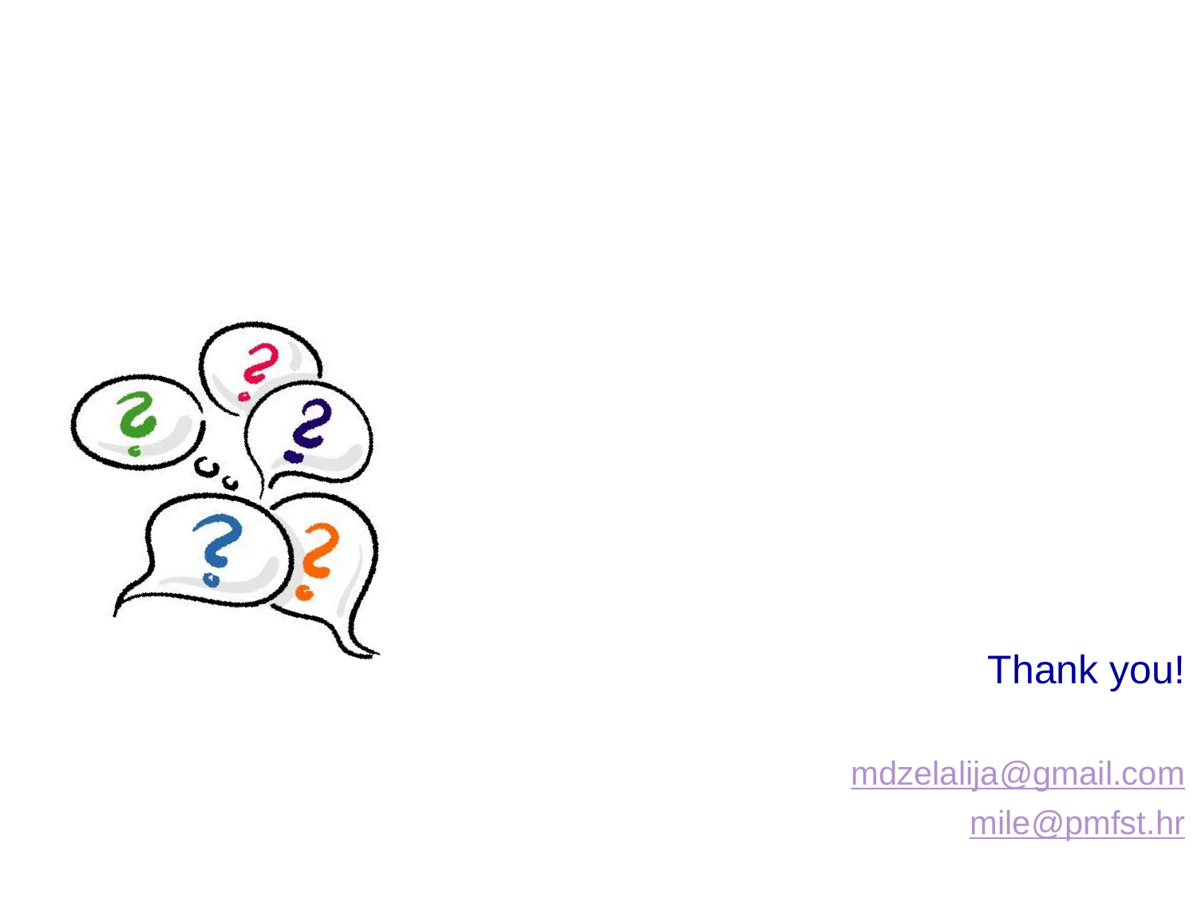Thank you!

mdzelalija@gmail.com

mile@pmfst.hr